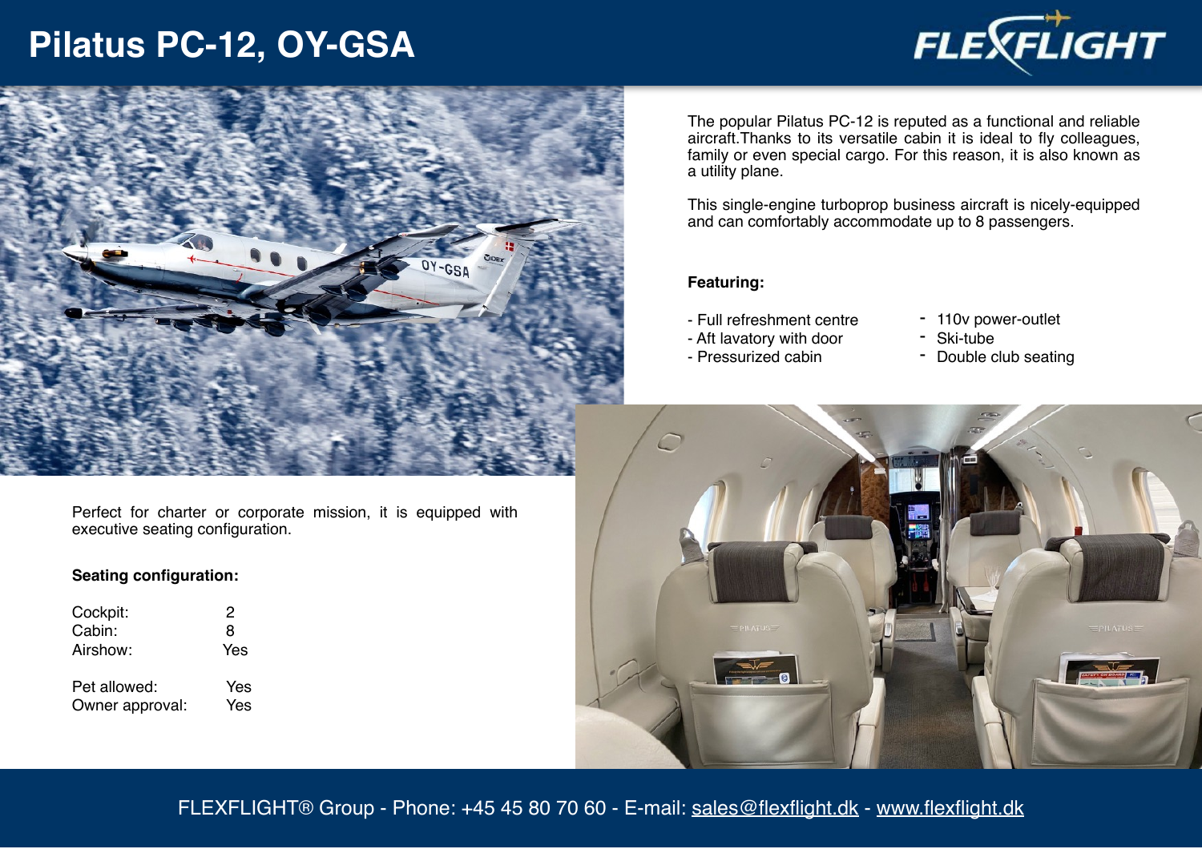# Pilatus PC-12, OY-GSA

FLEXFLIGHT

The popular Pilatus PC-12 is reputed as a functional and reliable aircraft.Thanks to its versatile cabin it is ideal to fly colleagues, family or even special cargo. For this reason, it is also known as a utility plane.

This single-engine turboprop business aircraft is nicely-equipped and can comfortably accommodate up to 8 passengers.

**Featuring:**

- Full refreshment centre
- Aft lavatory with door
- Pressurized cabin
- 110v power-outlet
- Ski-tube
- Double club seating

Perfect for charter or corporate mission, it is equipped with executive seating configuration.

**Seating configuration:**

| | |
|---|---|
| Cockpit: | 2 |
| Cabin: | 8 |
| Airshow: | Yes |
| Pet allowed: | Yes |
| Owner approval: | Yes |

FLEXFLIGHT® Group - Phone: +45 45 80 70 60 - E-mail: sales@flexflight.dk - www.flexflight.dk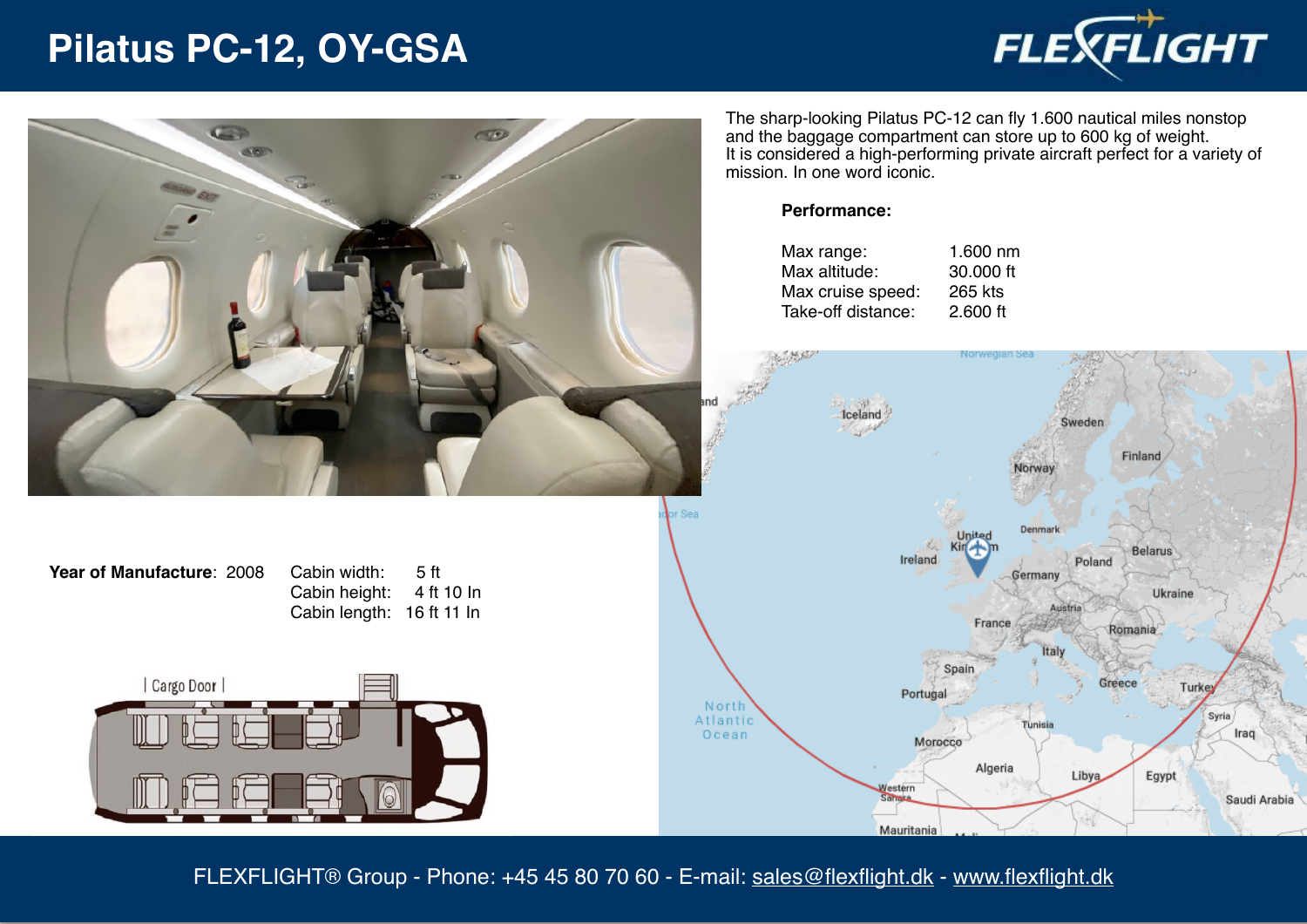# Pilatus PC-12, OY-GSA

The sharp-looking Pilatus PC-12 can fly 1.600 nautical miles nonstop and the baggage compartment can store up to 600 kg of weight. It is considered a high-performing private aircraft perfect for a variety of mission. In one word iconic.

**Performance:**

| | |
|---|---|
| Max range: | 1.600 nm |
| Max altitude: | 30.000 ft |
| Max cruise speed: | 265 kts |
| Take-off distance: | 2.600 ft |

**Year of Manufacture**: 2008

| | |
|---|---|
| Cabin width: | 5 ft |
| Cabin height: | 4 ft 10 In |
| Cabin length: | 16 ft 11 In |

FLEXFLIGHT® Group - Phone: +45 45 80 70 60 - E-mail: sales@flexflight.dk - www.flexflight.dk